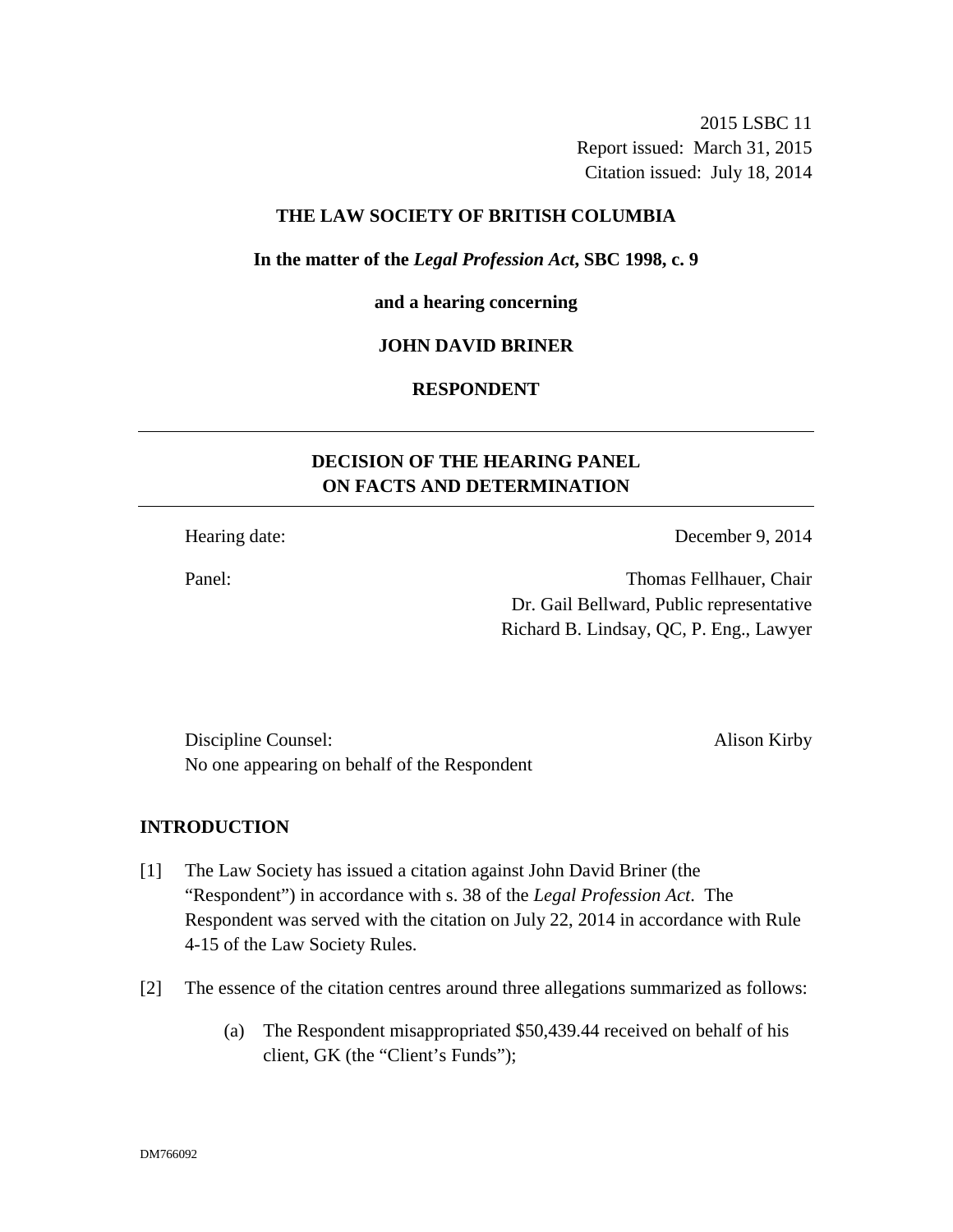2015 LSBC 11
Report issued: March 31, 2015
Citation issued: July 18, 2014

**THE LAW SOCIETY OF BRITISH COLUMBIA**

**In the matter of the *Legal Profession Act*, SBC 1998, c. 9**

**and a hearing concerning**

**JOHN DAVID BRINER**

**RESPONDENT**

---

## DECISION OF THE HEARING PANEL ON FACTS AND DETERMINATION

---

| | |
|---|---|
| Hearing date: | December 9, 2014 |
| Panel: | Thomas Fellhauer, Chair<br>Dr. Gail Bellward, Public representative<br>Richard B. Lindsay, QC, P. Eng., Lawyer |

| | |
|---|---|
| Discipline Counsel: | Alison Kirby |
| No one appearing on behalf of the Respondent | |

## INTRODUCTION

[1] The Law Society has issued a citation against John David Briner (the "Respondent") in accordance with s. 38 of the *Legal Profession Act*. The Respondent was served with the citation on July 22, 2014 in accordance with Rule 4-15 of the Law Society Rules.

[2] The essence of the citation centres around three allegations summarized as follows:

(a) The Respondent misappropriated $50,439.44 received on behalf of his client, GK (the "Client's Funds");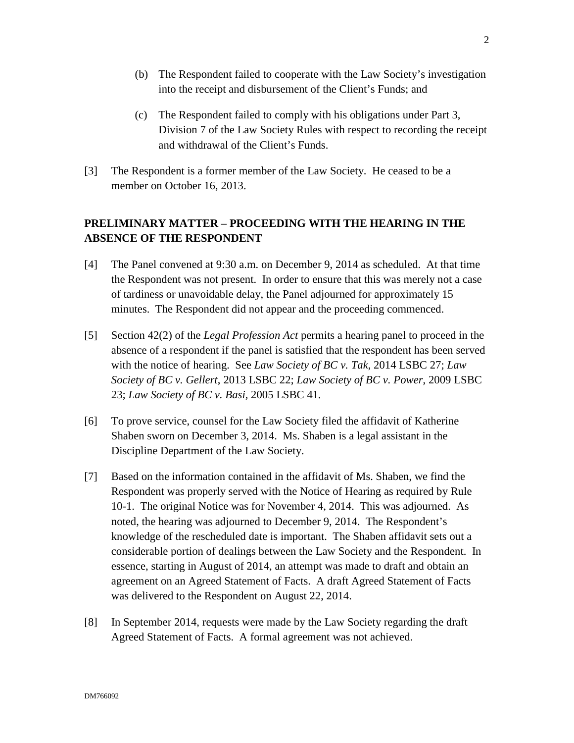(b) The Respondent failed to cooperate with the Law Society's investigation into the receipt and disbursement of the Client's Funds; and

(c) The Respondent failed to comply with his obligations under Part 3, Division 7 of the Law Society Rules with respect to recording the receipt and withdrawal of the Client's Funds.

[3] The Respondent is a former member of the Law Society. He ceased to be a member on October 16, 2013.

## PRELIMINARY MATTER – PROCEEDING WITH THE HEARING IN THE ABSENCE OF THE RESPONDENT

[4] The Panel convened at 9:30 a.m. on December 9, 2014 as scheduled. At that time the Respondent was not present. In order to ensure that this was merely not a case of tardiness or unavoidable delay, the Panel adjourned for approximately 15 minutes. The Respondent did not appear and the proceeding commenced.

[5] Section 42(2) of the *Legal Profession Act* permits a hearing panel to proceed in the absence of a respondent if the panel is satisfied that the respondent has been served with the notice of hearing. See *Law Society of BC v. Tak*, 2014 LSBC 27; *Law Society of BC v. Gellert*, 2013 LSBC 22; *Law Society of BC v. Power*, 2009 LSBC 23; *Law Society of BC v. Basi,* 2005 LSBC 41*.*

[6] To prove service, counsel for the Law Society filed the affidavit of Katherine Shaben sworn on December 3, 2014. Ms. Shaben is a legal assistant in the Discipline Department of the Law Society.

[7] Based on the information contained in the affidavit of Ms. Shaben, we find the Respondent was properly served with the Notice of Hearing as required by Rule 10-1. The original Notice was for November 4, 2014. This was adjourned. As noted, the hearing was adjourned to December 9, 2014. The Respondent's knowledge of the rescheduled date is important. The Shaben affidavit sets out a considerable portion of dealings between the Law Society and the Respondent. In essence, starting in August of 2014, an attempt was made to draft and obtain an agreement on an Agreed Statement of Facts. A draft Agreed Statement of Facts was delivered to the Respondent on August 22, 2014.

[8] In September 2014, requests were made by the Law Society regarding the draft Agreed Statement of Facts. A formal agreement was not achieved.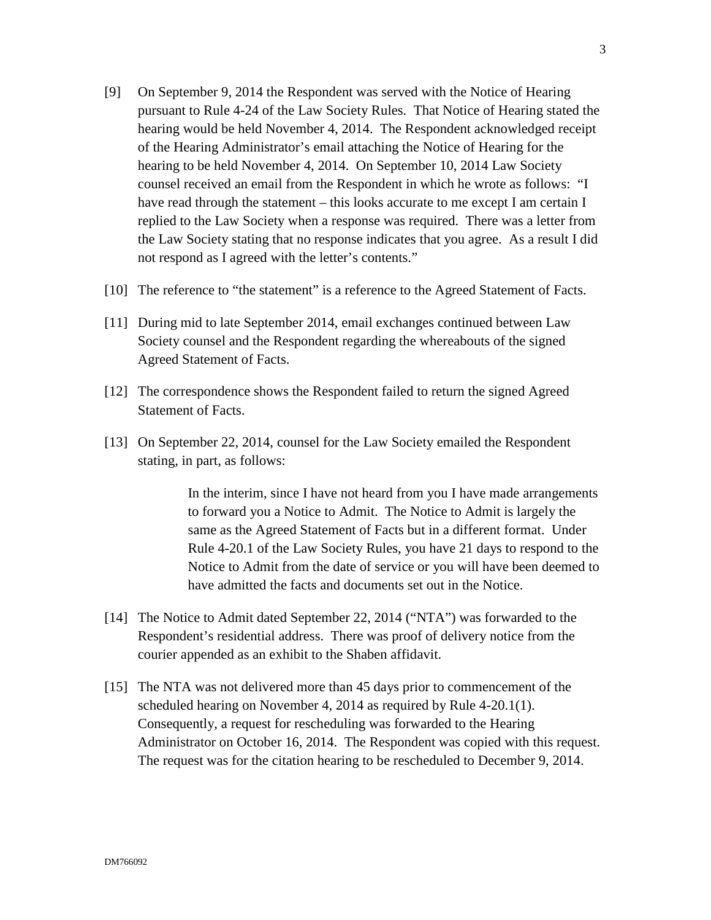[9] On September 9, 2014 the Respondent was served with the Notice of Hearing pursuant to Rule 4-24 of the Law Society Rules. That Notice of Hearing stated the hearing would be held November 4, 2014. The Respondent acknowledged receipt of the Hearing Administrator's email attaching the Notice of Hearing for the hearing to be held November 4, 2014. On September 10, 2014 Law Society counsel received an email from the Respondent in which he wrote as follows: "I have read through the statement – this looks accurate to me except I am certain I replied to the Law Society when a response was required. There was a letter from the Law Society stating that no response indicates that you agree. As a result I did not respond as I agreed with the letter's contents."

[10] The reference to "the statement" is a reference to the Agreed Statement of Facts.

[11] During mid to late September 2014, email exchanges continued between Law Society counsel and the Respondent regarding the whereabouts of the signed Agreed Statement of Facts.

[12] The correspondence shows the Respondent failed to return the signed Agreed Statement of Facts.

[13] On September 22, 2014, counsel for the Law Society emailed the Respondent stating, in part, as follows:

> In the interim, since I have not heard from you I have made arrangements to forward you a Notice to Admit. The Notice to Admit is largely the same as the Agreed Statement of Facts but in a different format. Under Rule 4-20.1 of the Law Society Rules, you have 21 days to respond to the Notice to Admit from the date of service or you will have been deemed to have admitted the facts and documents set out in the Notice.

[14] The Notice to Admit dated September 22, 2014 ("NTA") was forwarded to the Respondent's residential address. There was proof of delivery notice from the courier appended as an exhibit to the Shaben affidavit.

[15] The NTA was not delivered more than 45 days prior to commencement of the scheduled hearing on November 4, 2014 as required by Rule 4-20.1(1). Consequently, a request for rescheduling was forwarded to the Hearing Administrator on October 16, 2014. The Respondent was copied with this request. The request was for the citation hearing to be rescheduled to December 9, 2014.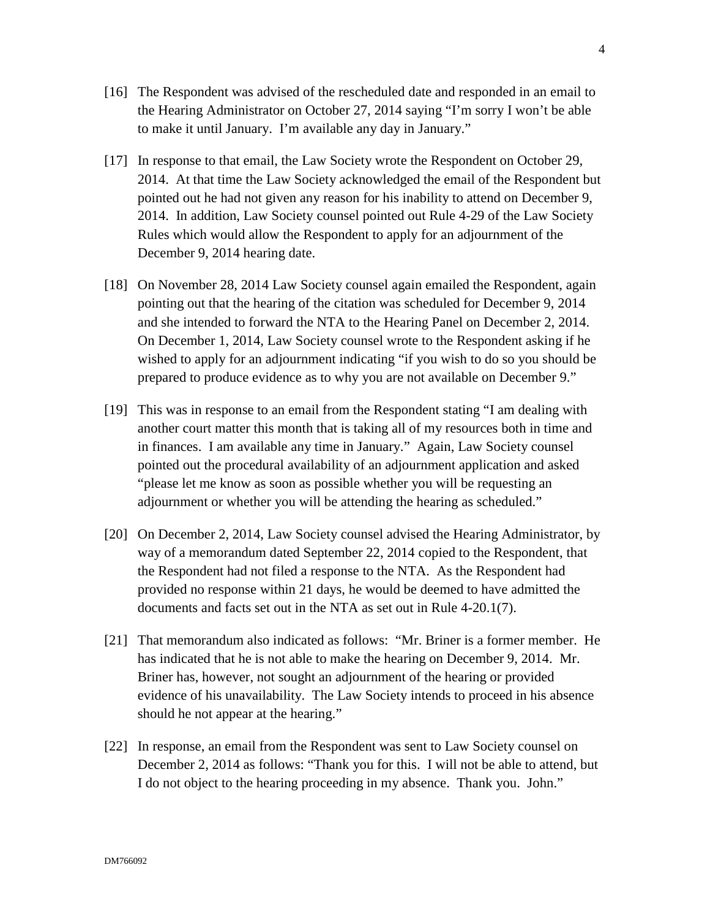[16] The Respondent was advised of the rescheduled date and responded in an email to the Hearing Administrator on October 27, 2014 saying "I'm sorry I won't be able to make it until January. I'm available any day in January."

[17] In response to that email, the Law Society wrote the Respondent on October 29, 2014. At that time the Law Society acknowledged the email of the Respondent but pointed out he had not given any reason for his inability to attend on December 9, 2014. In addition, Law Society counsel pointed out Rule 4-29 of the Law Society Rules which would allow the Respondent to apply for an adjournment of the December 9, 2014 hearing date.

[18] On November 28, 2014 Law Society counsel again emailed the Respondent, again pointing out that the hearing of the citation was scheduled for December 9, 2014 and she intended to forward the NTA to the Hearing Panel on December 2, 2014. On December 1, 2014, Law Society counsel wrote to the Respondent asking if he wished to apply for an adjournment indicating "if you wish to do so you should be prepared to produce evidence as to why you are not available on December 9."

[19] This was in response to an email from the Respondent stating "I am dealing with another court matter this month that is taking all of my resources both in time and in finances. I am available any time in January." Again, Law Society counsel pointed out the procedural availability of an adjournment application and asked "please let me know as soon as possible whether you will be requesting an adjournment or whether you will be attending the hearing as scheduled."

[20] On December 2, 2014, Law Society counsel advised the Hearing Administrator, by way of a memorandum dated September 22, 2014 copied to the Respondent, that the Respondent had not filed a response to the NTA. As the Respondent had provided no response within 21 days, he would be deemed to have admitted the documents and facts set out in the NTA as set out in Rule 4-20.1(7).

[21] That memorandum also indicated as follows: "Mr. Briner is a former member. He has indicated that he is not able to make the hearing on December 9, 2014. Mr. Briner has, however, not sought an adjournment of the hearing or provided evidence of his unavailability. The Law Society intends to proceed in his absence should he not appear at the hearing."

[22] In response, an email from the Respondent was sent to Law Society counsel on December 2, 2014 as follows: "Thank you for this. I will not be able to attend, but I do not object to the hearing proceeding in my absence. Thank you. John."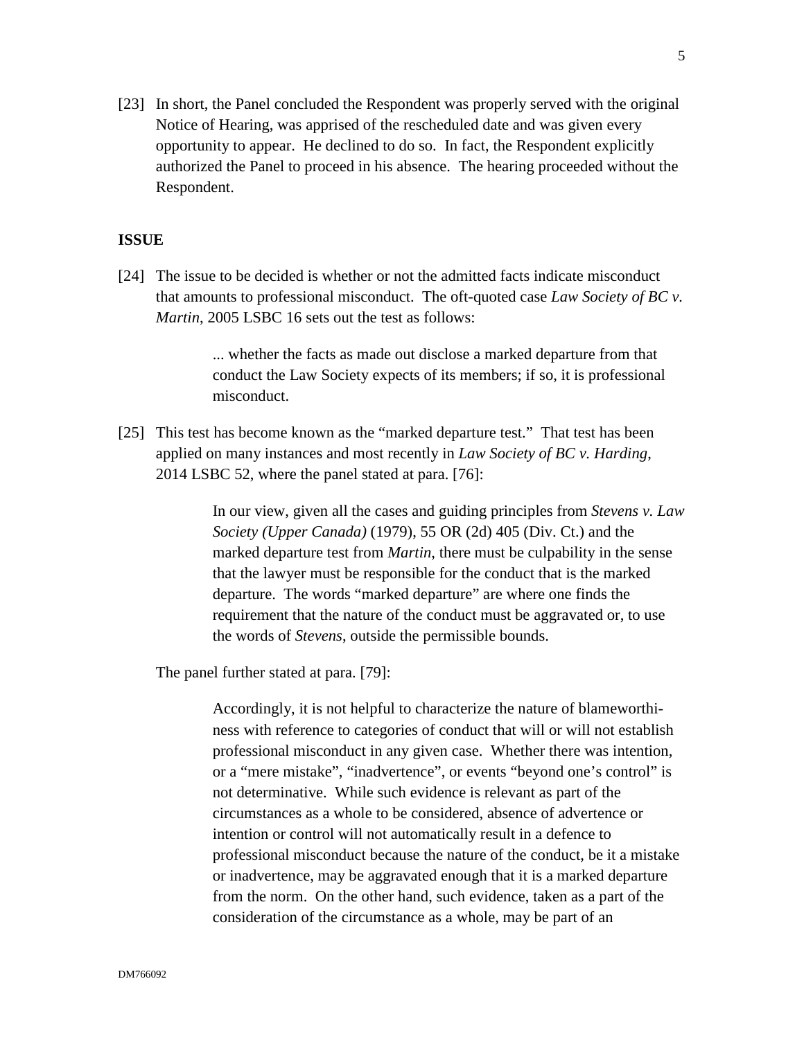[23] In short, the Panel concluded the Respondent was properly served with the original Notice of Hearing, was apprised of the rescheduled date and was given every opportunity to appear. He declined to do so. In fact, the Respondent explicitly authorized the Panel to proceed in his absence. The hearing proceeded without the Respondent.

## ISSUE

[24] The issue to be decided is whether or not the admitted facts indicate misconduct that amounts to professional misconduct. The oft-quoted case *Law Society of BC v. Martin*, 2005 LSBC 16 sets out the test as follows:

> ... whether the facts as made out disclose a marked departure from that conduct the Law Society expects of its members; if so, it is professional misconduct.

[25] This test has become known as the "marked departure test." That test has been applied on many instances and most recently in *Law Society of BC v. Harding*, 2014 LSBC 52, where the panel stated at para. [76]:

> In our view, given all the cases and guiding principles from *Stevens v. Law Society (Upper Canada)* (1979), 55 OR (2d) 405 (Div. Ct.) and the marked departure test from *Martin*, there must be culpability in the sense that the lawyer must be responsible for the conduct that is the marked departure. The words "marked departure" are where one finds the requirement that the nature of the conduct must be aggravated or, to use the words of *Stevens*, outside the permissible bounds.

The panel further stated at para. [79]:

> Accordingly, it is not helpful to characterize the nature of blameworthiness with reference to categories of conduct that will or will not establish professional misconduct in any given case. Whether there was intention, or a "mere mistake", "inadvertence", or events "beyond one's control" is not determinative. While such evidence is relevant as part of the circumstances as a whole to be considered, absence of advertence or intention or control will not automatically result in a defence to professional misconduct because the nature of the conduct, be it a mistake or inadvertence, may be aggravated enough that it is a marked departure from the norm. On the other hand, such evidence, taken as a part of the consideration of the circumstance as a whole, may be part of an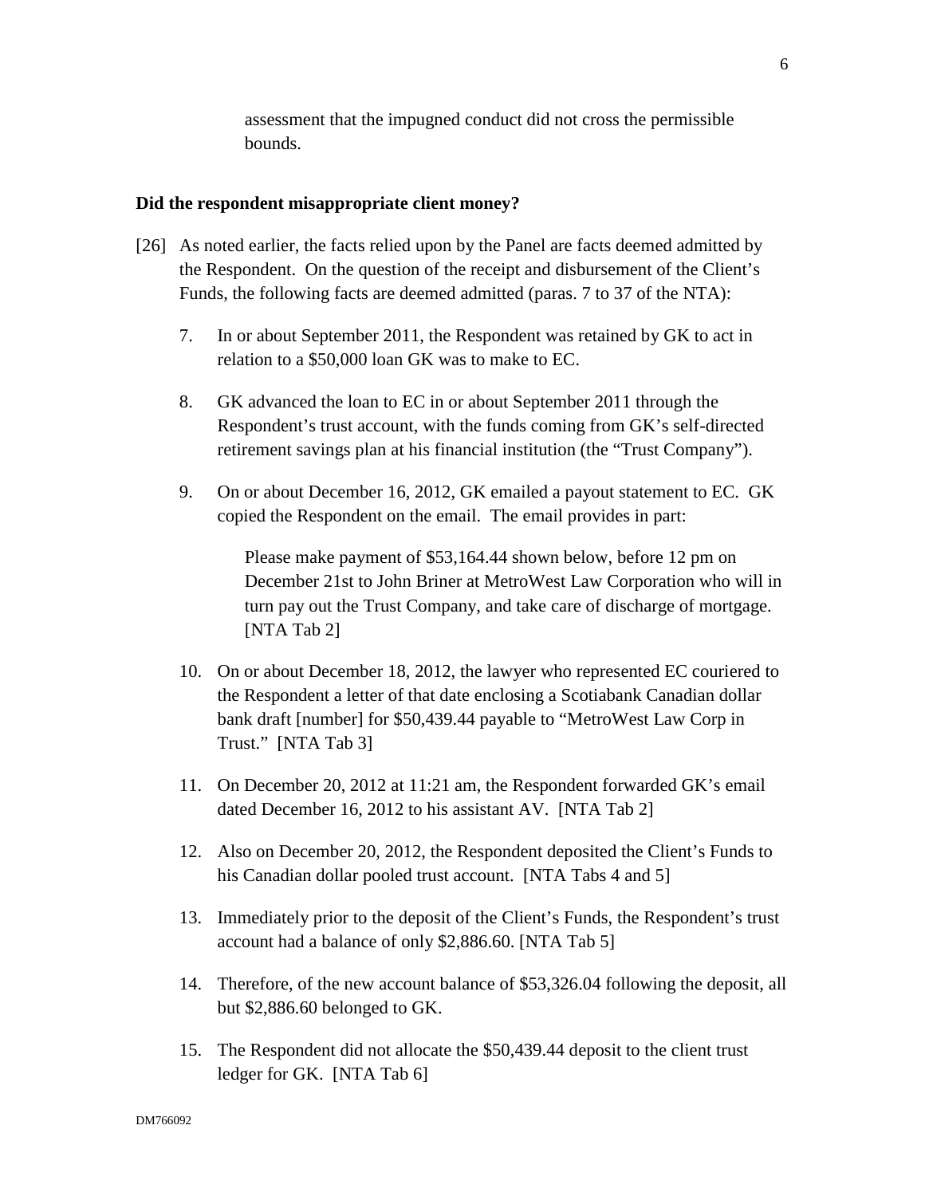assessment that the impugned conduct did not cross the permissible bounds.

**Did the respondent misappropriate client money?**

[26] As noted earlier, the facts relied upon by the Panel are facts deemed admitted by the Respondent. On the question of the receipt and disbursement of the Client's Funds, the following facts are deemed admitted (paras. 7 to 37 of the NTA):

7. In or about September 2011, the Respondent was retained by GK to act in relation to a $50,000 loan GK was to make to EC.

8. GK advanced the loan to EC in or about September 2011 through the Respondent's trust account, with the funds coming from GK's self-directed retirement savings plan at his financial institution (the "Trust Company").

9. On or about December 16, 2012, GK emailed a payout statement to EC. GK copied the Respondent on the email. The email provides in part:

> Please make payment of $53,164.44 shown below, before 12 pm on December 21st to John Briner at MetroWest Law Corporation who will in turn pay out the Trust Company, and take care of discharge of mortgage. [NTA Tab 2]

10. On or about December 18, 2012, the lawyer who represented EC couriered to the Respondent a letter of that date enclosing a Scotiabank Canadian dollar bank draft [number] for $50,439.44 payable to "MetroWest Law Corp in Trust." [NTA Tab 3]

11. On December 20, 2012 at 11:21 am, the Respondent forwarded GK's email dated December 16, 2012 to his assistant AV. [NTA Tab 2]

12. Also on December 20, 2012, the Respondent deposited the Client's Funds to his Canadian dollar pooled trust account. [NTA Tabs 4 and 5]

13. Immediately prior to the deposit of the Client's Funds, the Respondent's trust account had a balance of only $2,886.60. [NTA Tab 5]

14. Therefore, of the new account balance of $53,326.04 following the deposit, all but $2,886.60 belonged to GK.

15. The Respondent did not allocate the $50,439.44 deposit to the client trust ledger for GK. [NTA Tab 6]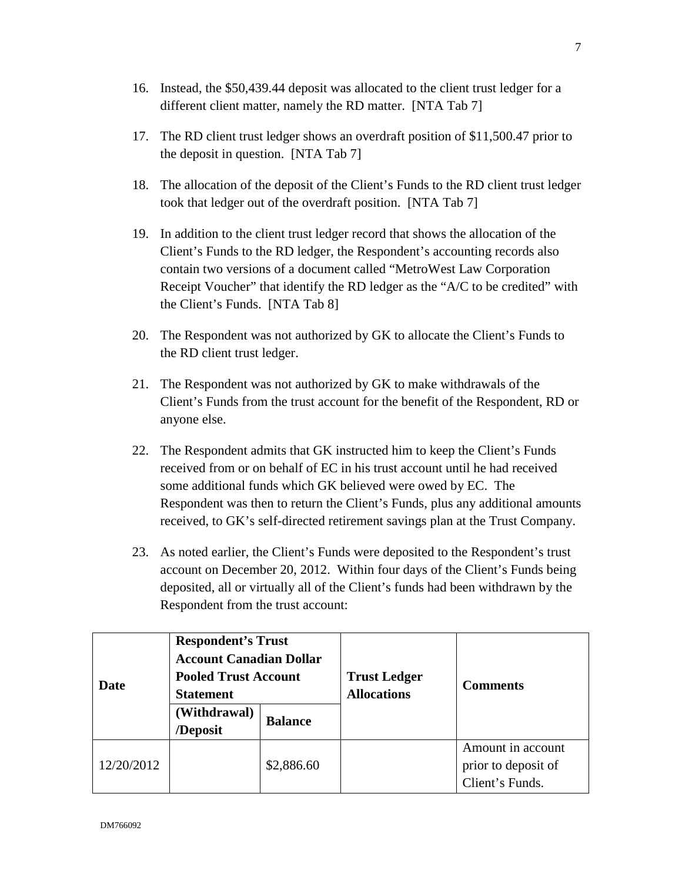16. Instead, the $50,439.44 deposit was allocated to the client trust ledger for a different client matter, namely the RD matter. [NTA Tab 7]

17. The RD client trust ledger shows an overdraft position of $11,500.47 prior to the deposit in question. [NTA Tab 7]

18. The allocation of the deposit of the Client's Funds to the RD client trust ledger took that ledger out of the overdraft position. [NTA Tab 7]

19. In addition to the client trust ledger record that shows the allocation of the Client's Funds to the RD ledger, the Respondent's accounting records also contain two versions of a document called "MetroWest Law Corporation Receipt Voucher" that identify the RD ledger as the "A/C to be credited" with the Client's Funds. [NTA Tab 8]

20. The Respondent was not authorized by GK to allocate the Client's Funds to the RD client trust ledger.

21. The Respondent was not authorized by GK to make withdrawals of the Client's Funds from the trust account for the benefit of the Respondent, RD or anyone else.

22. The Respondent admits that GK instructed him to keep the Client's Funds received from or on behalf of EC in his trust account until he had received some additional funds which GK believed were owed by EC. The Respondent was then to return the Client's Funds, plus any additional amounts received, to GK's self-directed retirement savings plan at the Trust Company.

23. As noted earlier, the Client's Funds were deposited to the Respondent's trust account on December 20, 2012. Within four days of the Client's Funds being deposited, all or virtually all of the Client's funds had been withdrawn by the Respondent from the trust account:

| Date | Respondent's Trust Account Canadian Dollar Pooled Trust Account Statement | | Trust Ledger Allocations | Comments |
|---|---|---|---|---|
| | (Withdrawal) /Deposit | Balance | | |
| 12/20/2012 | | $2,886.60 | | Amount in account prior to deposit of Client's Funds. |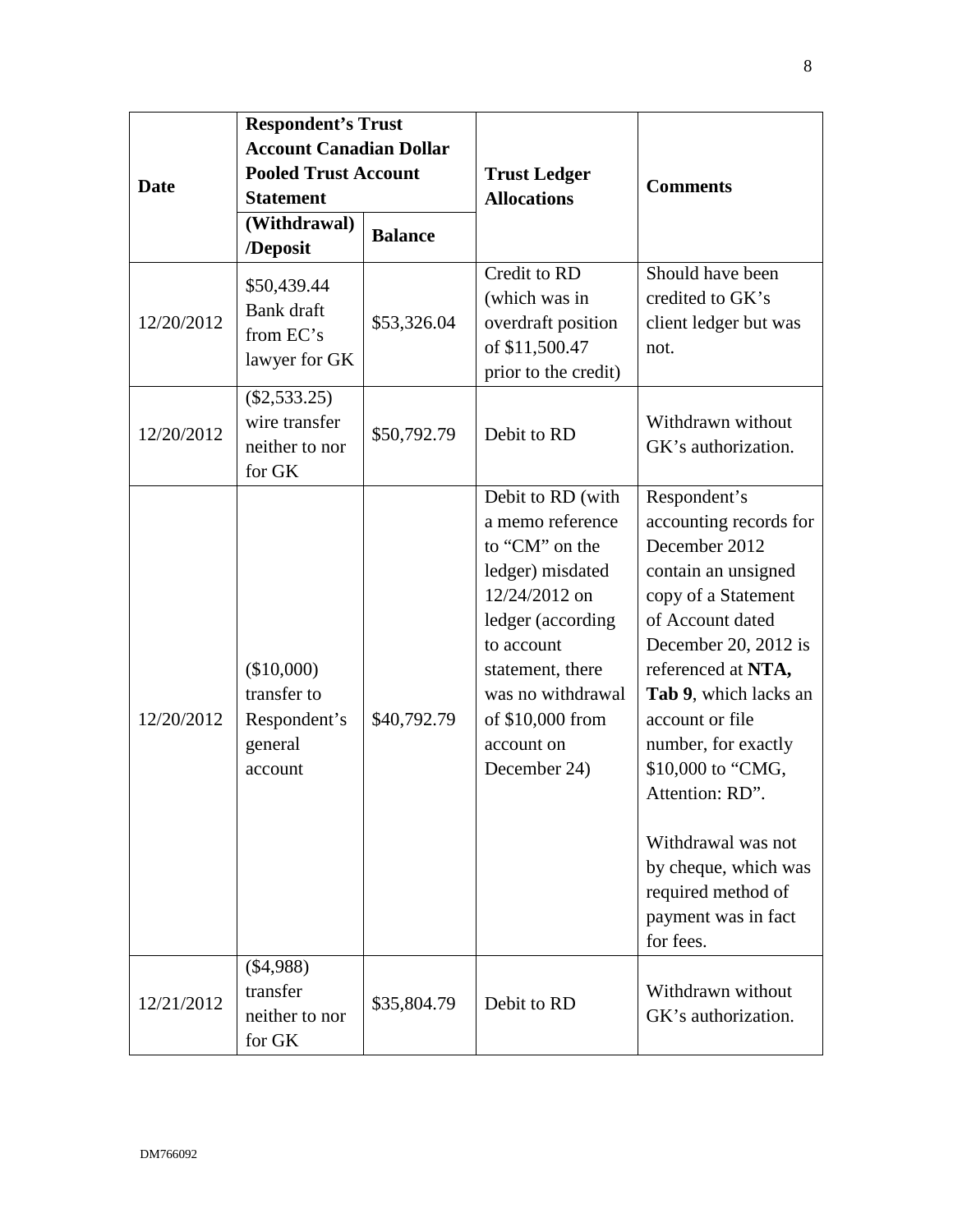| Date | Respondent's Trust Account Canadian Dollar Pooled Trust Account Statement | | Trust Ledger Allocations | Comments |
|---|---|---|---|---|
| | (Withdrawal) /Deposit | Balance | | |
| 12/20/2012 | $50,439.44 Bank draft from EC's lawyer for GK | $53,326.04 | Credit to RD (which was in overdraft position of $11,500.47 prior to the credit) | Should have been credited to GK's client ledger but was not. |
| 12/20/2012 | ($2,533.25) wire transfer neither to nor for GK | $50,792.79 | Debit to RD | Withdrawn without GK's authorization. |
| 12/20/2012 | ($10,000) transfer to Respondent's general account | $40,792.79 | Debit to RD (with a memo reference to "CM" on the ledger) misdated 12/24/2012 on ledger (according to account statement, there was no withdrawal of $10,000 from account on December 24) | Respondent's accounting records for December 2012 contain an unsigned copy of a Statement of Account dated December 20, 2012 is referenced at **NTA, Tab 9**, which lacks an account or file number, for exactly $10,000 to "CMG, Attention: RD". Withdrawal was not by cheque, which was required method of payment was in fact for fees. |
| 12/21/2012 | ($4,988) transfer neither to nor for GK | $35,804.79 | Debit to RD | Withdrawn without GK's authorization. |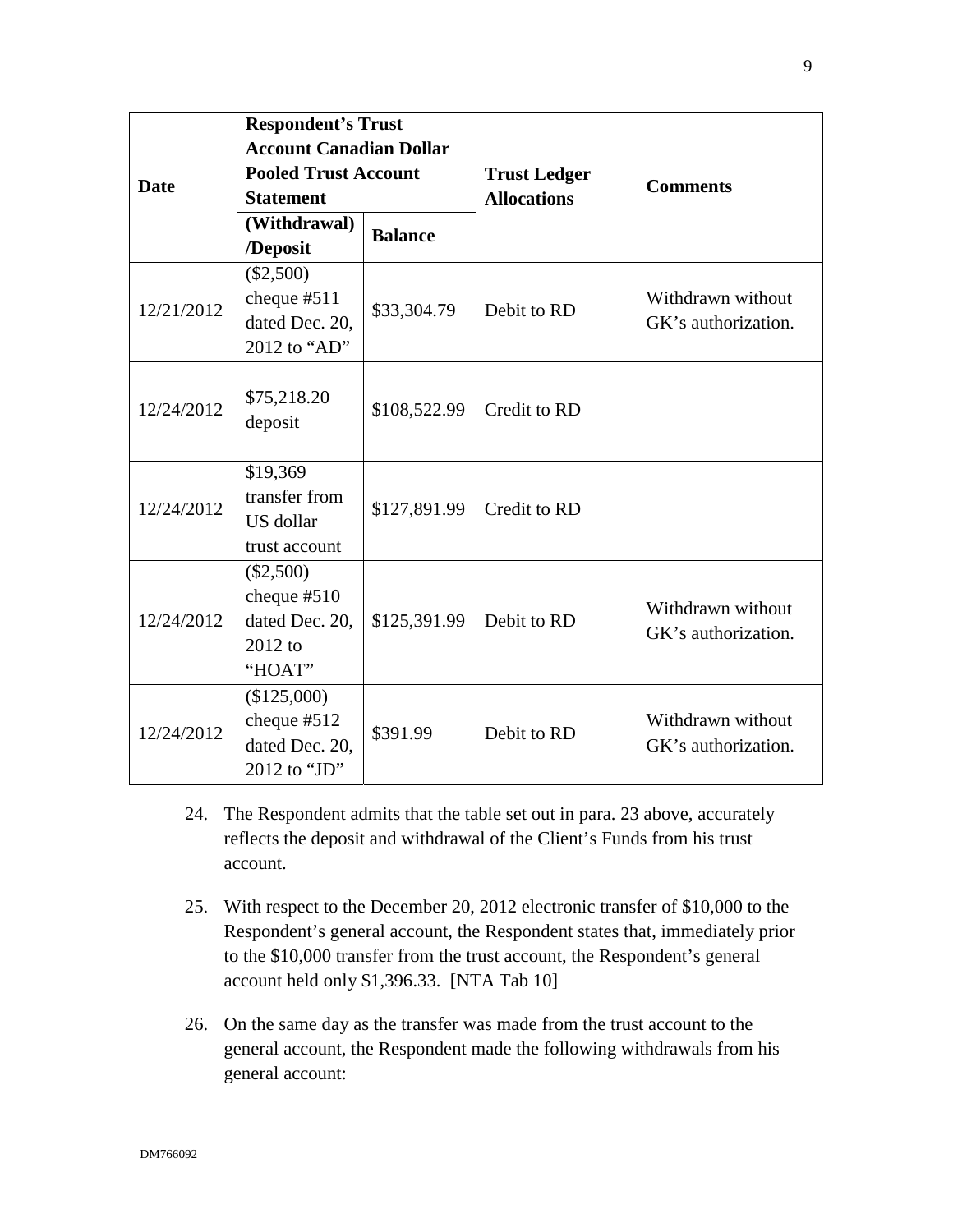| Date | Respondent's Trust Account Canadian Dollar Pooled Trust Account Statement | | Trust Ledger Allocations | Comments |
|---|---|---|---|---|
| | (Withdrawal) /Deposit | Balance | | |
| 12/21/2012 | ($2,500) cheque #511 dated Dec. 20, 2012 to "AD" | $33,304.79 | Debit to RD | Withdrawn without GK's authorization. |
| 12/24/2012 | $75,218.20 deposit | $108,522.99 | Credit to RD | |
| 12/24/2012 | $19,369 transfer from US dollar trust account | $127,891.99 | Credit to RD | |
| 12/24/2012 | ($2,500) cheque #510 dated Dec. 20, 2012 to "HOAT" | $125,391.99 | Debit to RD | Withdrawn without GK's authorization. |
| 12/24/2012 | ($125,000) cheque #512 dated Dec. 20, 2012 to "JD" | $391.99 | Debit to RD | Withdrawn without GK's authorization. |

24. The Respondent admits that the table set out in para. 23 above, accurately reflects the deposit and withdrawal of the Client's Funds from his trust account.

25. With respect to the December 20, 2012 electronic transfer of $10,000 to the Respondent's general account, the Respondent states that, immediately prior to the $10,000 transfer from the trust account, the Respondent's general account held only $1,396.33. [NTA Tab 10]

26. On the same day as the transfer was made from the trust account to the general account, the Respondent made the following withdrawals from his general account:

DM766092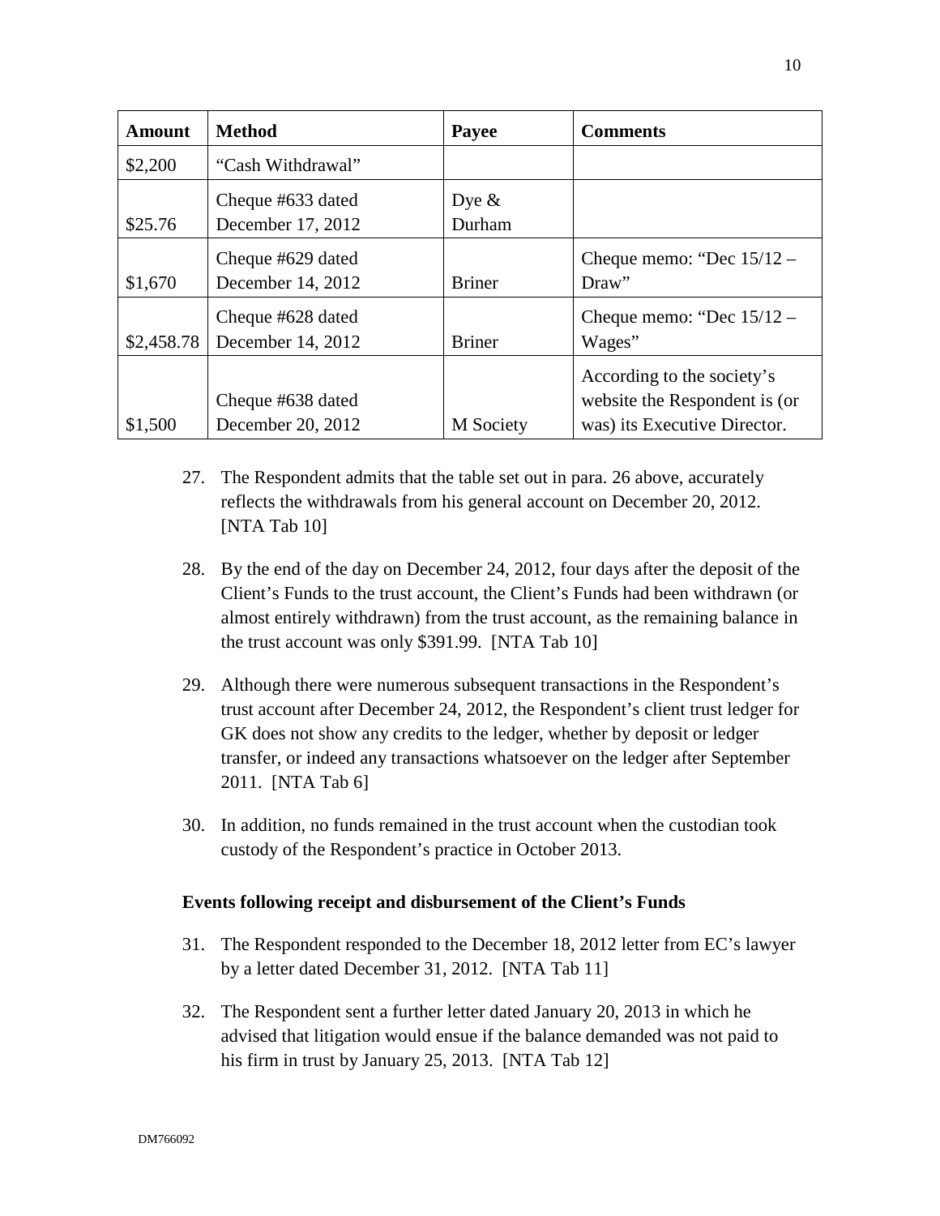| Amount | Method | Payee | Comments |
|---|---|---|---|
| $2,200 | "Cash Withdrawal" | | |
| $25.76 | Cheque #633 dated December 17, 2012 | Dye & Durham | |
| $1,670 | Cheque #629 dated December 14, 2012 | Briner | Cheque memo: "Dec 15/12 – Draw" |
| $2,458.78 | Cheque #628 dated December 14, 2012 | Briner | Cheque memo: "Dec 15/12 – Wages" |
| $1,500 | Cheque #638 dated December 20, 2012 | M Society | According to the society's website the Respondent is (or was) its Executive Director. |

27. The Respondent admits that the table set out in para. 26 above, accurately reflects the withdrawals from his general account on December 20, 2012. [NTA Tab 10]

28. By the end of the day on December 24, 2012, four days after the deposit of the Client's Funds to the trust account, the Client's Funds had been withdrawn (or almost entirely withdrawn) from the trust account, as the remaining balance in the trust account was only $391.99. [NTA Tab 10]

29. Although there were numerous subsequent transactions in the Respondent's trust account after December 24, 2012, the Respondent's client trust ledger for GK does not show any credits to the ledger, whether by deposit or ledger transfer, or indeed any transactions whatsoever on the ledger after September 2011. [NTA Tab 6]

30. In addition, no funds remained in the trust account when the custodian took custody of the Respondent's practice in October 2013.

**Events following receipt and disbursement of the Client's Funds**

31. The Respondent responded to the December 18, 2012 letter from EC's lawyer by a letter dated December 31, 2012. [NTA Tab 11]

32. The Respondent sent a further letter dated January 20, 2013 in which he advised that litigation would ensue if the balance demanded was not paid to his firm in trust by January 25, 2013. [NTA Tab 12]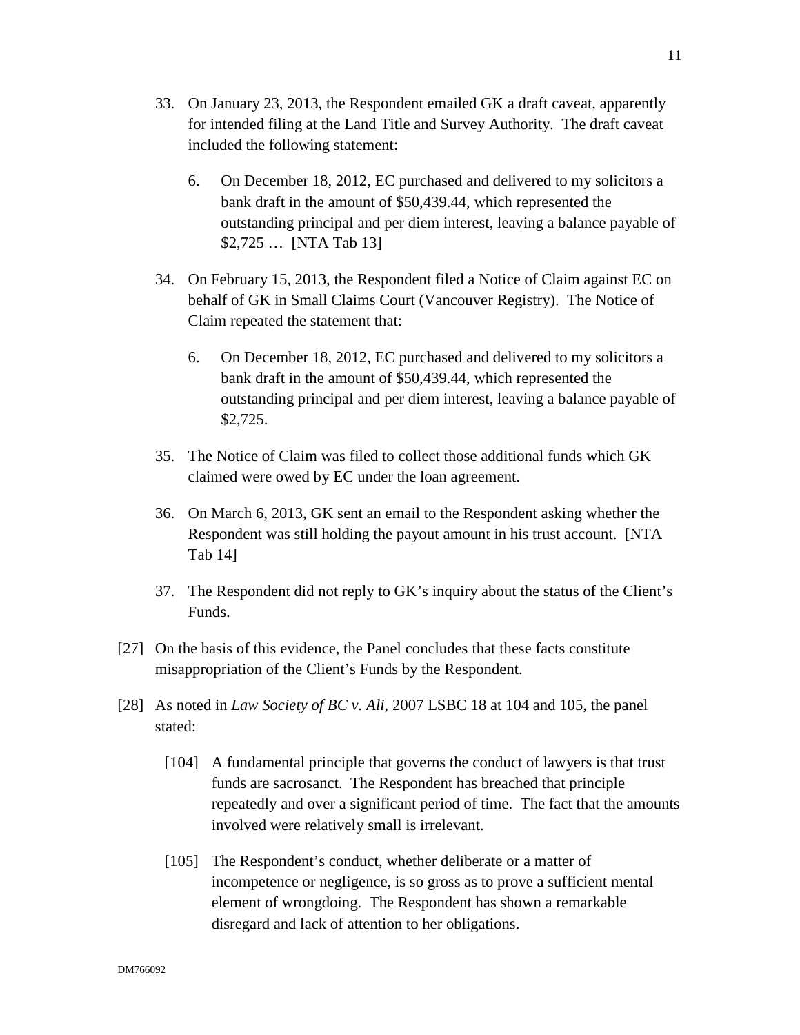33. On January 23, 2013, the Respondent emailed GK a draft caveat, apparently for intended filing at the Land Title and Survey Authority. The draft caveat included the following statement:

    6. On December 18, 2012, EC purchased and delivered to my solicitors a bank draft in the amount of $50,439.44, which represented the outstanding principal and per diem interest, leaving a balance payable of $2,725 … [NTA Tab 13]

34. On February 15, 2013, the Respondent filed a Notice of Claim against EC on behalf of GK in Small Claims Court (Vancouver Registry). The Notice of Claim repeated the statement that:

    6. On December 18, 2012, EC purchased and delivered to my solicitors a bank draft in the amount of $50,439.44, which represented the outstanding principal and per diem interest, leaving a balance payable of $2,725.

35. The Notice of Claim was filed to collect those additional funds which GK claimed were owed by EC under the loan agreement.

36. On March 6, 2013, GK sent an email to the Respondent asking whether the Respondent was still holding the payout amount in his trust account. [NTA Tab 14]

37. The Respondent did not reply to GK's inquiry about the status of the Client's Funds.

[27] On the basis of this evidence, the Panel concludes that these facts constitute misappropriation of the Client's Funds by the Respondent.

[28] As noted in *Law Society of BC v. Ali*, 2007 LSBC 18 at 104 and 105, the panel stated:

> [104] A fundamental principle that governs the conduct of lawyers is that trust funds are sacrosanct. The Respondent has breached that principle repeatedly and over a significant period of time. The fact that the amounts involved were relatively small is irrelevant.
>
> [105] The Respondent's conduct, whether deliberate or a matter of incompetence or negligence, is so gross as to prove a sufficient mental element of wrongdoing. The Respondent has shown a remarkable disregard and lack of attention to her obligations.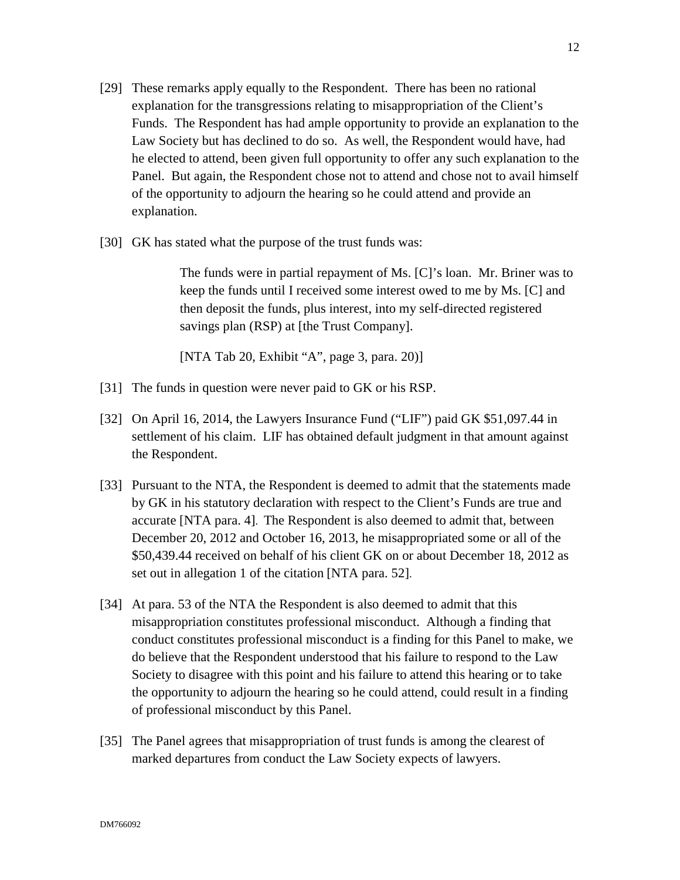[29] These remarks apply equally to the Respondent. There has been no rational explanation for the transgressions relating to misappropriation of the Client's Funds. The Respondent has had ample opportunity to provide an explanation to the Law Society but has declined to do so. As well, the Respondent would have, had he elected to attend, been given full opportunity to offer any such explanation to the Panel. But again, the Respondent chose not to attend and chose not to avail himself of the opportunity to adjourn the hearing so he could attend and provide an explanation.

[30] GK has stated what the purpose of the trust funds was:

> The funds were in partial repayment of Ms. [C]'s loan. Mr. Briner was to keep the funds until I received some interest owed to me by Ms. [C] and then deposit the funds, plus interest, into my self-directed registered savings plan (RSP) at [the Trust Company].
>
> [NTA Tab 20, Exhibit "A", page 3, para. 20)]

[31] The funds in question were never paid to GK or his RSP.

[32] On April 16, 2014, the Lawyers Insurance Fund ("LIF") paid GK $51,097.44 in settlement of his claim. LIF has obtained default judgment in that amount against the Respondent.

[33] Pursuant to the NTA, the Respondent is deemed to admit that the statements made by GK in his statutory declaration with respect to the Client's Funds are true and accurate [NTA para. 4]. The Respondent is also deemed to admit that, between December 20, 2012 and October 16, 2013, he misappropriated some or all of the $50,439.44 received on behalf of his client GK on or about December 18, 2012 as set out in allegation 1 of the citation [NTA para. 52].

[34] At para. 53 of the NTA the Respondent is also deemed to admit that this misappropriation constitutes professional misconduct. Although a finding that conduct constitutes professional misconduct is a finding for this Panel to make, we do believe that the Respondent understood that his failure to respond to the Law Society to disagree with this point and his failure to attend this hearing or to take the opportunity to adjourn the hearing so he could attend, could result in a finding of professional misconduct by this Panel.

[35] The Panel agrees that misappropriation of trust funds is among the clearest of marked departures from conduct the Law Society expects of lawyers.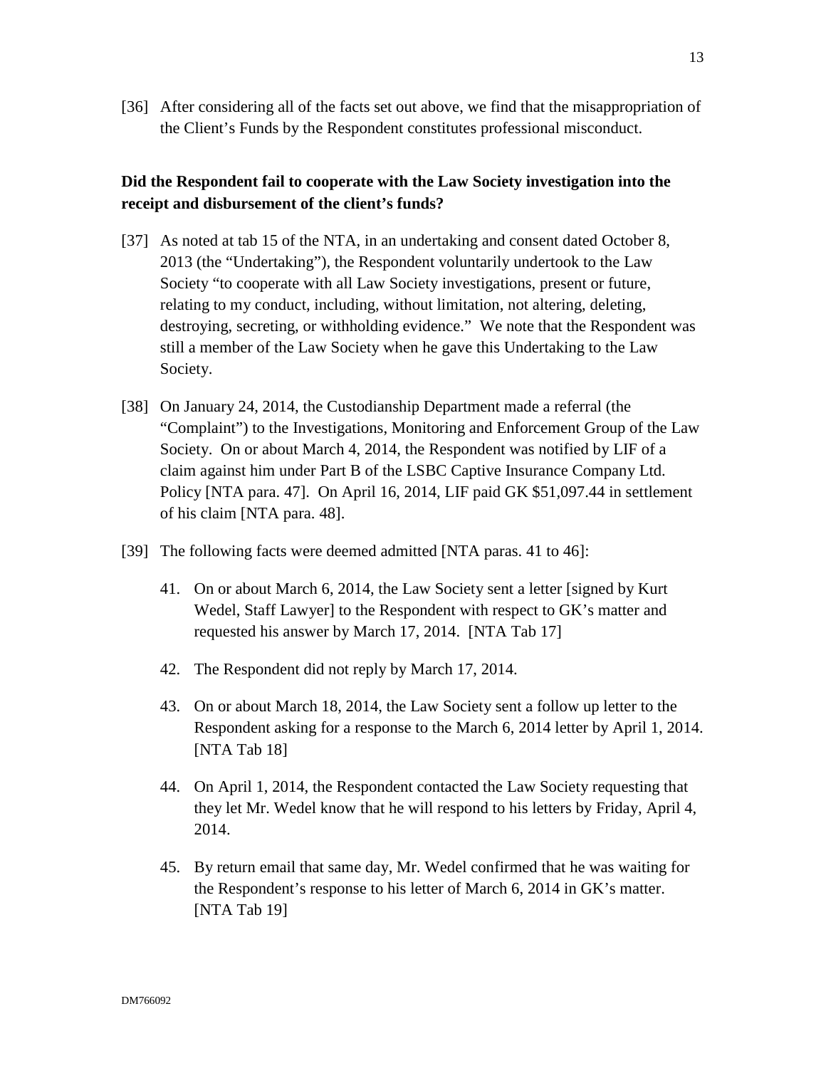[36] After considering all of the facts set out above, we find that the misappropriation of the Client's Funds by the Respondent constitutes professional misconduct.

**Did the Respondent fail to cooperate with the Law Society investigation into the receipt and disbursement of the client's funds?**

[37] As noted at tab 15 of the NTA, in an undertaking and consent dated October 8, 2013 (the "Undertaking"), the Respondent voluntarily undertook to the Law Society "to cooperate with all Law Society investigations, present or future, relating to my conduct, including, without limitation, not altering, deleting, destroying, secreting, or withholding evidence." We note that the Respondent was still a member of the Law Society when he gave this Undertaking to the Law Society.

[38] On January 24, 2014, the Custodianship Department made a referral (the "Complaint") to the Investigations, Monitoring and Enforcement Group of the Law Society. On or about March 4, 2014, the Respondent was notified by LIF of a claim against him under Part B of the LSBC Captive Insurance Company Ltd. Policy [NTA para. 47]. On April 16, 2014, LIF paid GK $51,097.44 in settlement of his claim [NTA para. 48].

[39] The following facts were deemed admitted [NTA paras. 41 to 46]:

> 41. On or about March 6, 2014, the Law Society sent a letter [signed by Kurt Wedel, Staff Lawyer] to the Respondent with respect to GK's matter and requested his answer by March 17, 2014. [NTA Tab 17]
>
> 42. The Respondent did not reply by March 17, 2014.
>
> 43. On or about March 18, 2014, the Law Society sent a follow up letter to the Respondent asking for a response to the March 6, 2014 letter by April 1, 2014. [NTA Tab 18]
>
> 44. On April 1, 2014, the Respondent contacted the Law Society requesting that they let Mr. Wedel know that he will respond to his letters by Friday, April 4, 2014.
>
> 45. By return email that same day, Mr. Wedel confirmed that he was waiting for the Respondent's response to his letter of March 6, 2014 in GK's matter. [NTA Tab 19]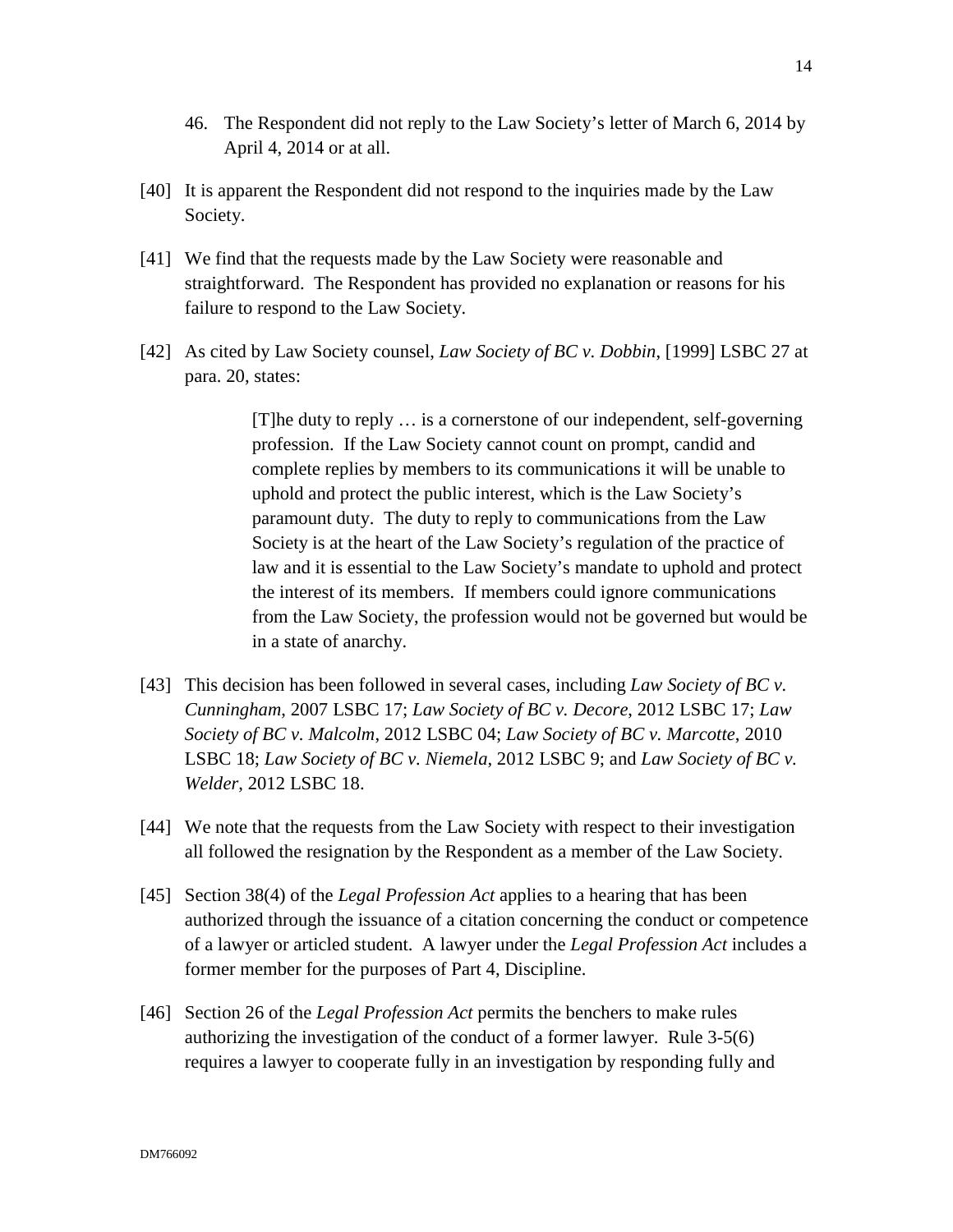46. The Respondent did not reply to the Law Society's letter of March 6, 2014 by April 4, 2014 or at all.

[40] It is apparent the Respondent did not respond to the inquiries made by the Law Society.

[41] We find that the requests made by the Law Society were reasonable and straightforward. The Respondent has provided no explanation or reasons for his failure to respond to the Law Society.

[42] As cited by Law Society counsel, *Law Society of BC v. Dobbin*, [1999] LSBC 27 at para. 20, states:

> [T]he duty to reply … is a cornerstone of our independent, self-governing profession. If the Law Society cannot count on prompt, candid and complete replies by members to its communications it will be unable to uphold and protect the public interest, which is the Law Society's paramount duty. The duty to reply to communications from the Law Society is at the heart of the Law Society's regulation of the practice of law and it is essential to the Law Society's mandate to uphold and protect the interest of its members. If members could ignore communications from the Law Society, the profession would not be governed but would be in a state of anarchy.

[43] This decision has been followed in several cases, including *Law Society of BC v. Cunningham*, 2007 LSBC 17; *Law Society of BC v. Decore*, 2012 LSBC 17; *Law Society of BC v. Malcolm*, 2012 LSBC 04; *Law Society of BC v. Marcotte*, 2010 LSBC 18; *Law Society of BC v. Niemela*, 2012 LSBC 9; and *Law Society of BC v. Welder*, 2012 LSBC 18.

[44] We note that the requests from the Law Society with respect to their investigation all followed the resignation by the Respondent as a member of the Law Society.

[45] Section 38(4) of the *Legal Profession Act* applies to a hearing that has been authorized through the issuance of a citation concerning the conduct or competence of a lawyer or articled student. A lawyer under the *Legal Profession Act* includes a former member for the purposes of Part 4, Discipline.

[46] Section 26 of the *Legal Profession Act* permits the benchers to make rules authorizing the investigation of the conduct of a former lawyer. Rule 3-5(6) requires a lawyer to cooperate fully in an investigation by responding fully and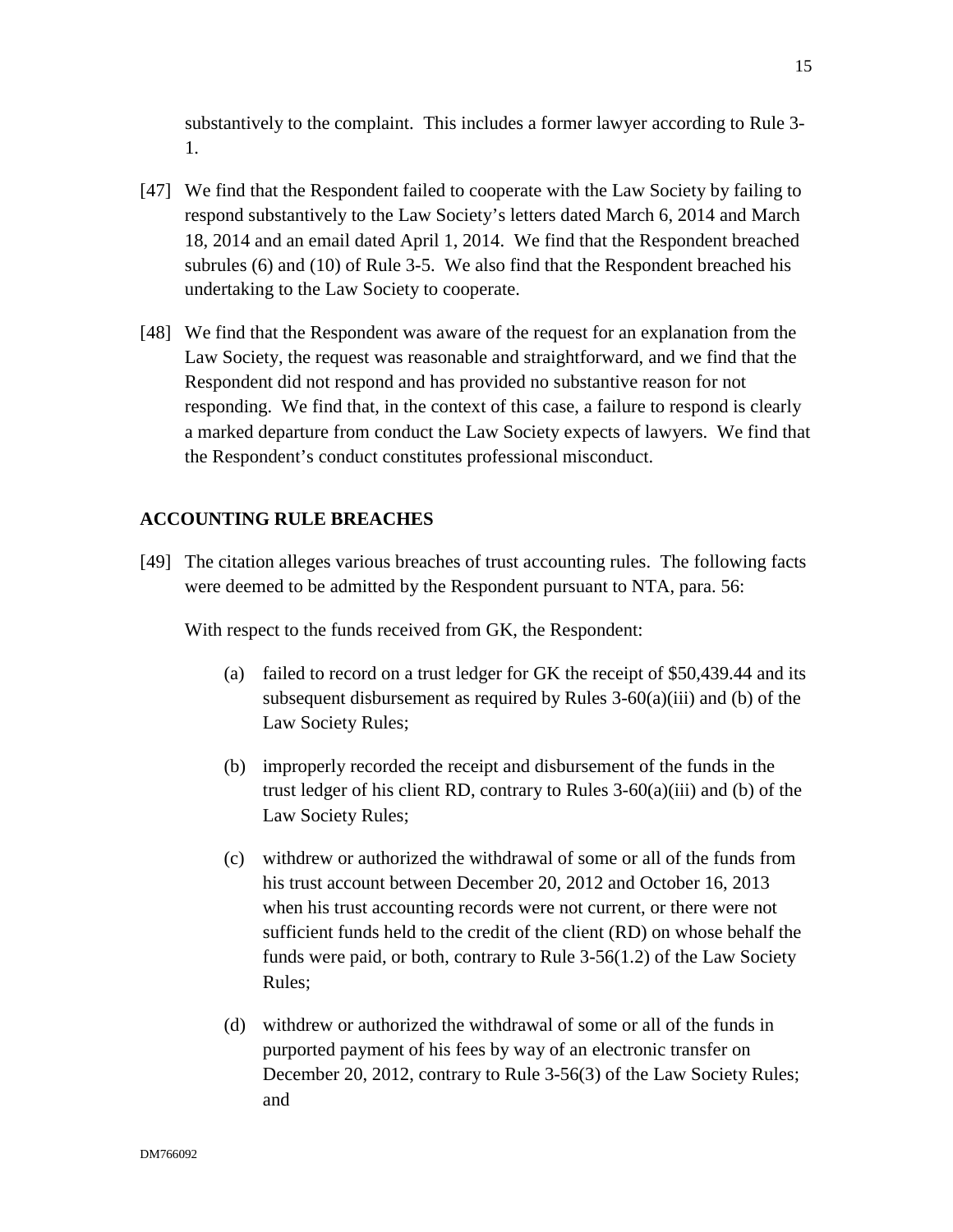substantively to the complaint. This includes a former lawyer according to Rule 3-1.

[47] We find that the Respondent failed to cooperate with the Law Society by failing to respond substantively to the Law Society's letters dated March 6, 2014 and March 18, 2014 and an email dated April 1, 2014. We find that the Respondent breached subrules (6) and (10) of Rule 3-5. We also find that the Respondent breached his undertaking to the Law Society to cooperate.

[48] We find that the Respondent was aware of the request for an explanation from the Law Society, the request was reasonable and straightforward, and we find that the Respondent did not respond and has provided no substantive reason for not responding. We find that, in the context of this case, a failure to respond is clearly a marked departure from conduct the Law Society expects of lawyers. We find that the Respondent's conduct constitutes professional misconduct.

## ACCOUNTING RULE BREACHES

[49] The citation alleges various breaches of trust accounting rules. The following facts were deemed to be admitted by the Respondent pursuant to NTA, para. 56:

With respect to the funds received from GK, the Respondent:

(a) failed to record on a trust ledger for GK the receipt of $50,439.44 and its subsequent disbursement as required by Rules 3-60(a)(iii) and (b) of the Law Society Rules;

(b) improperly recorded the receipt and disbursement of the funds in the trust ledger of his client RD, contrary to Rules 3-60(a)(iii) and (b) of the Law Society Rules;

(c) withdrew or authorized the withdrawal of some or all of the funds from his trust account between December 20, 2012 and October 16, 2013 when his trust accounting records were not current, or there were not sufficient funds held to the credit of the client (RD) on whose behalf the funds were paid, or both, contrary to Rule 3-56(1.2) of the Law Society Rules;

(d) withdrew or authorized the withdrawal of some or all of the funds in purported payment of his fees by way of an electronic transfer on December 20, 2012, contrary to Rule 3-56(3) of the Law Society Rules; and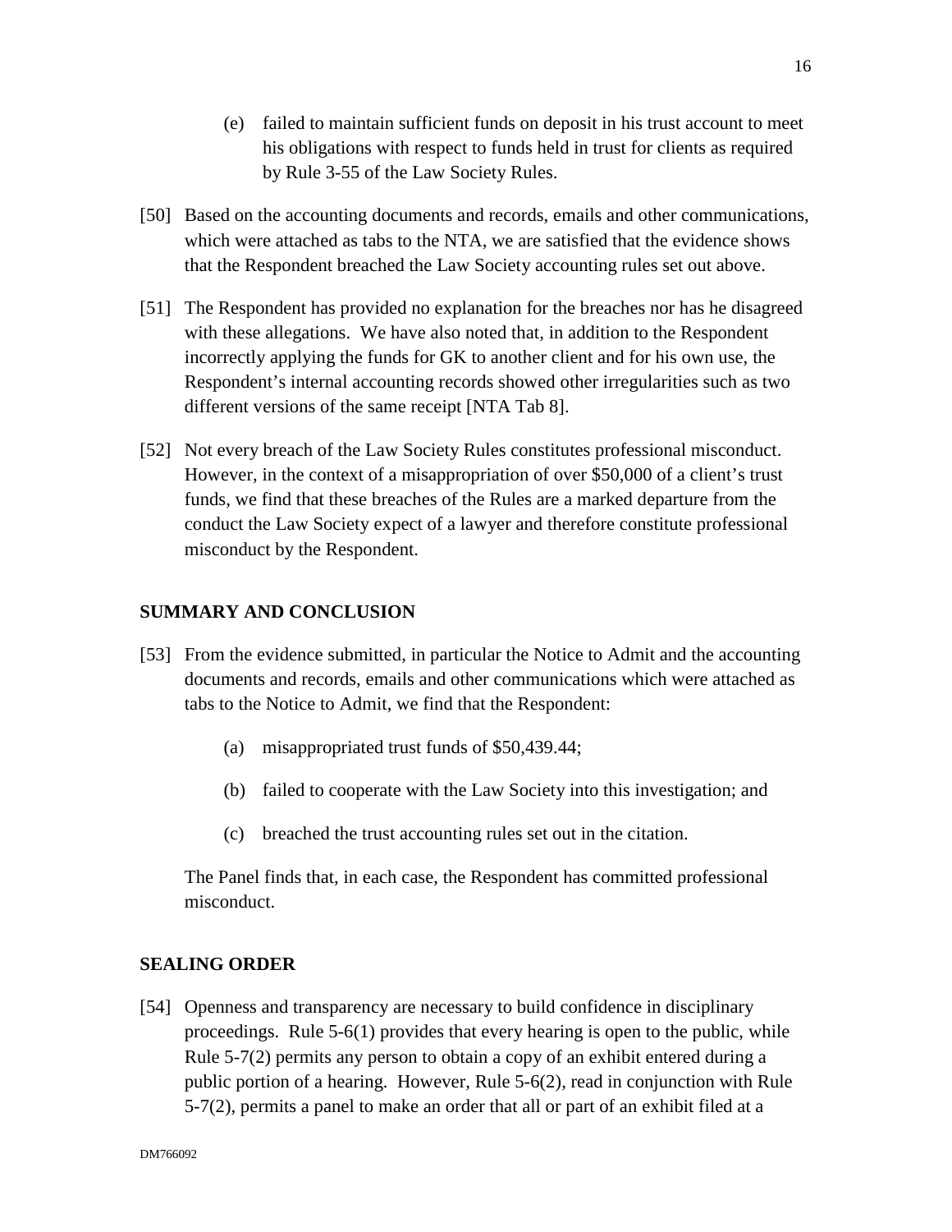(e) failed to maintain sufficient funds on deposit in his trust account to meet his obligations with respect to funds held in trust for clients as required by Rule 3-55 of the Law Society Rules.

[50] Based on the accounting documents and records, emails and other communications, which were attached as tabs to the NTA, we are satisfied that the evidence shows that the Respondent breached the Law Society accounting rules set out above.

[51] The Respondent has provided no explanation for the breaches nor has he disagreed with these allegations. We have also noted that, in addition to the Respondent incorrectly applying the funds for GK to another client and for his own use, the Respondent's internal accounting records showed other irregularities such as two different versions of the same receipt [NTA Tab 8].

[52] Not every breach of the Law Society Rules constitutes professional misconduct. However, in the context of a misappropriation of over $50,000 of a client's trust funds, we find that these breaches of the Rules are a marked departure from the conduct the Law Society expect of a lawyer and therefore constitute professional misconduct by the Respondent.

## SUMMARY AND CONCLUSION

[53] From the evidence submitted, in particular the Notice to Admit and the accounting documents and records, emails and other communications which were attached as tabs to the Notice to Admit, we find that the Respondent:

(a) misappropriated trust funds of $50,439.44;

(b) failed to cooperate with the Law Society into this investigation; and

(c) breached the trust accounting rules set out in the citation.

The Panel finds that, in each case, the Respondent has committed professional misconduct.

## SEALING ORDER

[54] Openness and transparency are necessary to build confidence in disciplinary proceedings. Rule 5-6(1) provides that every hearing is open to the public, while Rule 5-7(2) permits any person to obtain a copy of an exhibit entered during a public portion of a hearing. However, Rule 5-6(2), read in conjunction with Rule 5-7(2), permits a panel to make an order that all or part of an exhibit filed at a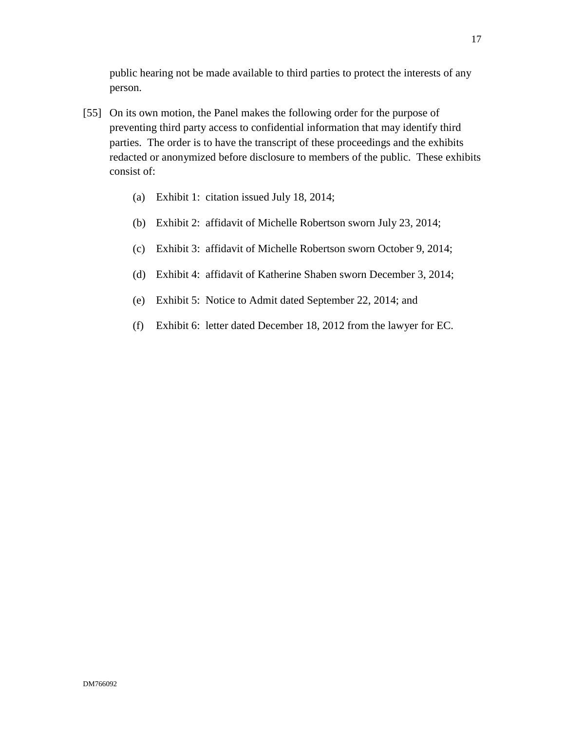public hearing not be made available to third parties to protect the interests of any person.

[55] On its own motion, the Panel makes the following order for the purpose of preventing third party access to confidential information that may identify third parties. The order is to have the transcript of these proceedings and the exhibits redacted or anonymized before disclosure to members of the public. These exhibits consist of:

(a) Exhibit 1: citation issued July 18, 2014;

(b) Exhibit 2: affidavit of Michelle Robertson sworn July 23, 2014;

(c) Exhibit 3: affidavit of Michelle Robertson sworn October 9, 2014;

(d) Exhibit 4: affidavit of Katherine Shaben sworn December 3, 2014;

(e) Exhibit 5: Notice to Admit dated September 22, 2014; and

(f) Exhibit 6: letter dated December 18, 2012 from the lawyer for EC.

DM766092